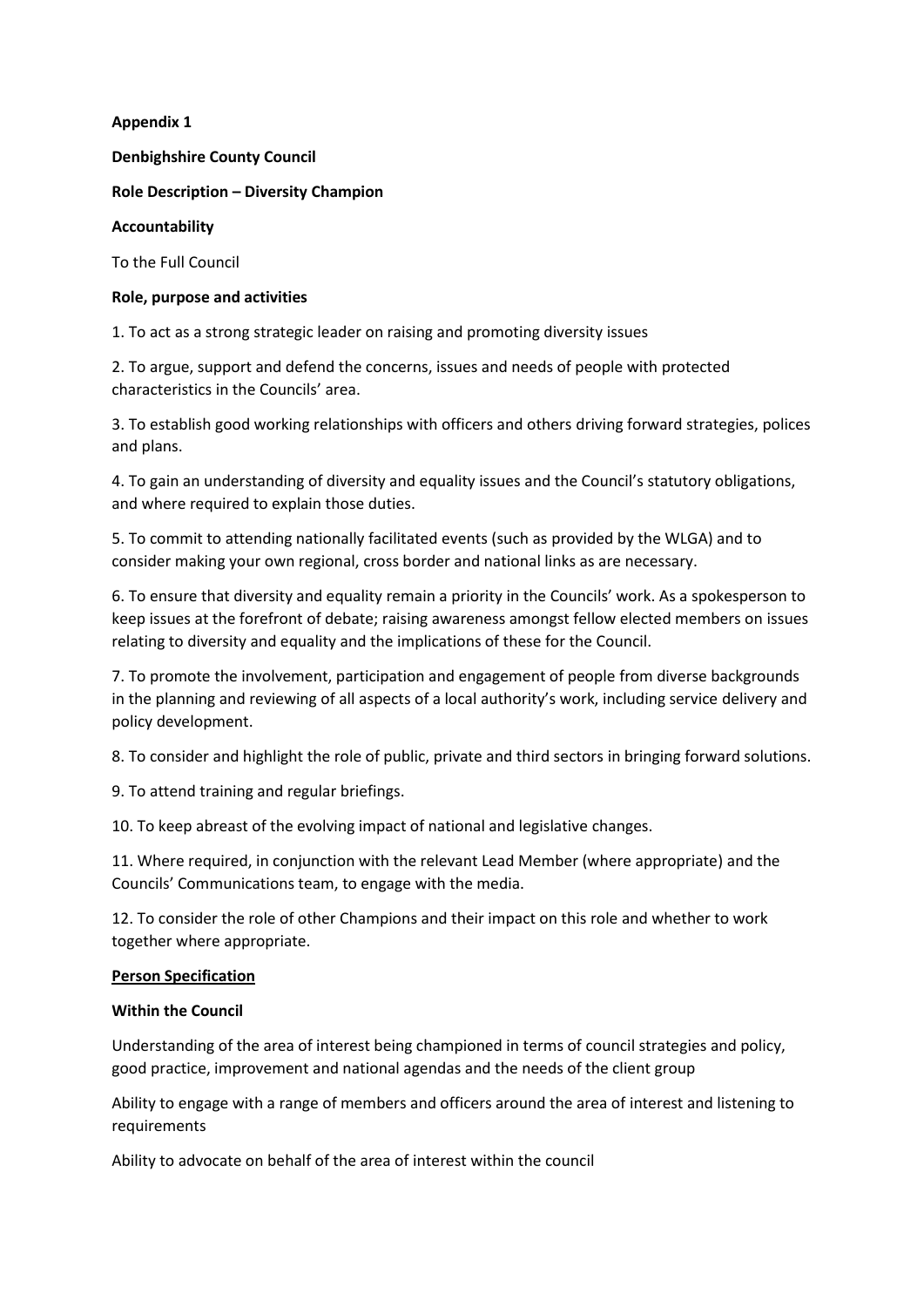**Appendix 1**

**Denbighshire County Council**

**Role Description – Diversity Champion**

**Accountability**

To the Full Council

**Role, purpose and activities**

1. To act as a strong strategic leader on raising and promoting diversity issues

2. To argue, support and defend the concerns, issues and needs of people with protected characteristics in the Councils' area.

3. To establish good working relationships with officers and others driving forward strategies, polices and plans.

4. To gain an understanding of diversity and equality issues and the Council's statutory obligations, and where required to explain those duties.

5. To commit to attending nationally facilitated events (such as provided by the WLGA) and to consider making your own regional, cross border and national links as are necessary.

6. To ensure that diversity and equality remain a priority in the Councils' work. As a spokesperson to keep issues at the forefront of debate; raising awareness amongst fellow elected members on issues relating to diversity and equality and the implications of these for the Council.

7. To promote the involvement, participation and engagement of people from diverse backgrounds in the planning and reviewing of all aspects of a local authority's work, including service delivery and policy development.

8. To consider and highlight the role of public, private and third sectors in bringing forward solutions.

9. To attend training and regular briefings.

10. To keep abreast of the evolving impact of national and legislative changes.

11. Where required, in conjunction with the relevant Lead Member (where appropriate) and the Councils' Communications team, to engage with the media.

12. To consider the role of other Champions and their impact on this role and whether to work together where appropriate.

**Person Specification**

**Within the Council**

Understanding of the area of interest being championed in terms of council strategies and policy, good practice, improvement and national agendas and the needs of the client group

Ability to engage with a range of members and officers around the area of interest and listening to requirements

Ability to advocate on behalf of the area of interest within the council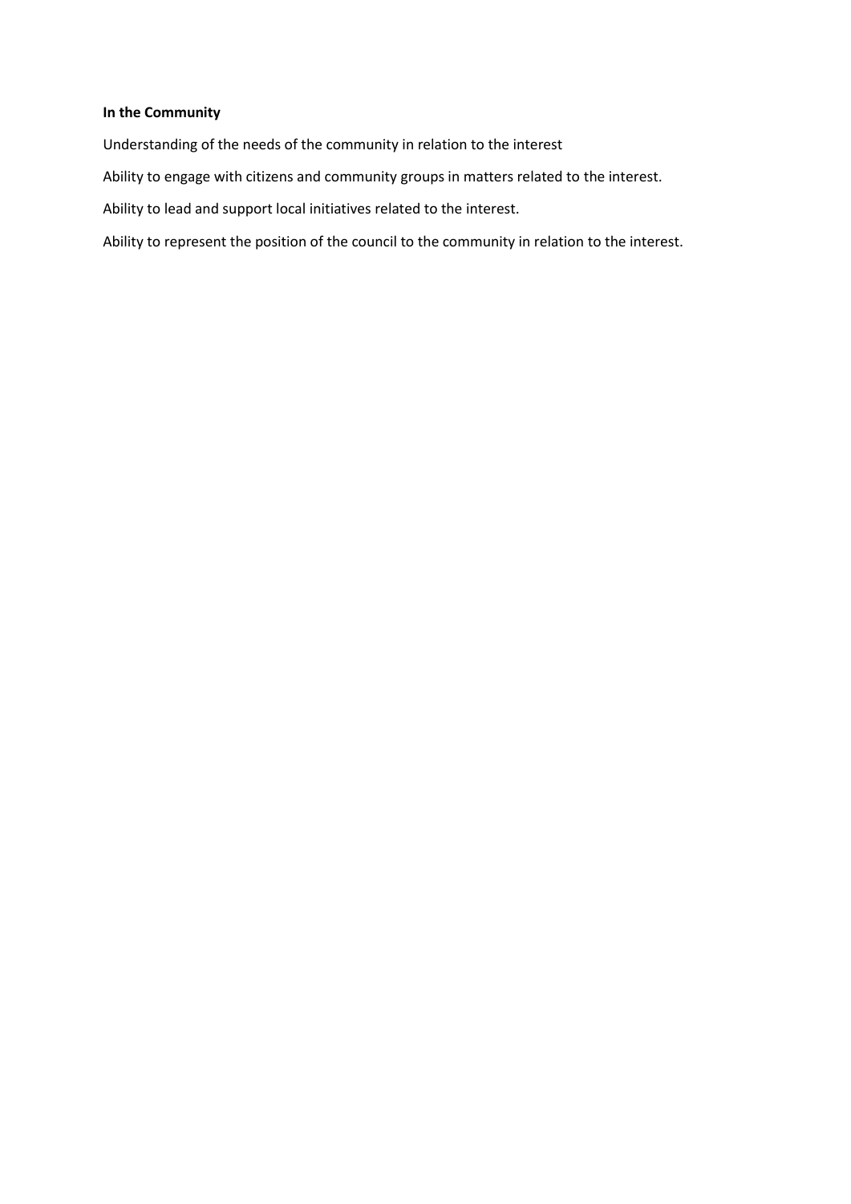**In the Community**

Understanding of the needs of the community in relation to the interest

Ability to engage with citizens and community groups in matters related to the interest.

Ability to lead and support local initiatives related to the interest.

Ability to represent the position of the council to the community in relation to the interest.